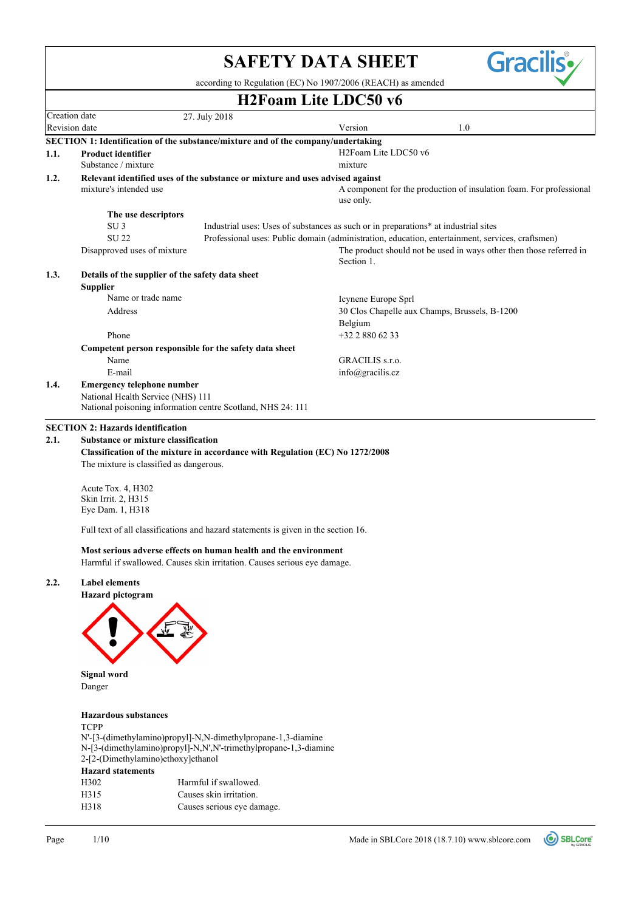# SAFETY DATA SHEET

according to Regulation (EC) No 1907/2006 (REACH) as amended

## H2Foam Lite LDC50 v6

| | | | |
|---|---|---|---|
| Creation date | 27. July 2018 | | |
| Revision date | | Version | 1.0 |

### SECTION 1: Identification of the substance/mixture and of the company/undertaking

**1.1. Product identifier**

| | |
|---|---|
| Substance / mixture | H2Foam Lite LDC50 v6 |
| | mixture |

**1.2. Relevant identified uses of the substance or mixture and uses advised against**

| | |
|---|---|
| mixture's intended use | A component for the production of insulation foam. For professional use only. |

**The use descriptors**

| | |
|---|---|
| SU 3 | Industrial uses: Uses of substances as such or in preparations* at industrial sites |
| SU 22 | Professional uses: Public domain (administration, education, entertainment, services, craftsmen) |

| | |
|---|---|
| Disapproved uses of mixture | The product should not be used in ways other then those referred in Section 1. |

**1.3. Details of the supplier of the safety data sheet**

**Supplier**

| | |
|---|---|
| Name or trade name | Icynene Europe Sprl |
| Address | 30 Clos Chapelle aux Champs, Brussels, B-1200 Belgium |
| Phone | +32 2 880 62 33 |

**Competent person responsible for the safety data sheet**

| | |
|---|---|
| Name | GRACILIS s.r.o. |
| E-mail | info@gracilis.cz |

**1.4. Emergency telephone number**

National Health Service (NHS) 111
National poisoning information centre Scotland, NHS 24: 111

### SECTION 2: Hazards identification

**2.1. Substance or mixture classification**

**Classification of the mixture in accordance with Regulation (EC) No 1272/2008**

The mixture is classified as dangerous.

Acute Tox. 4, H302
Skin Irrit. 2, H315
Eye Dam. 1, H318

Full text of all classifications and hazard statements is given in the section 16.

**Most serious adverse effects on human health and the environment**

Harmful if swallowed. Causes skin irritation. Causes serious eye damage.

**2.2. Label elements**

**Hazard pictogram**

**Signal word**

Danger

**Hazardous substances**

TCPP
N'-[3-(dimethylamino)propyl]-N,N-dimethylpropane-1,3-diamine
N-[3-(dimethylamino)propyl]-N,N',N'-trimethylpropane-1,3-diamine
2-[2-(Dimethylamino)ethoxy]ethanol

**Hazard statements**

| | |
|---|---|
| H302 | Harmful if swallowed. |
| H315 | Causes skin irritation. |
| H318 | Causes serious eye damage. |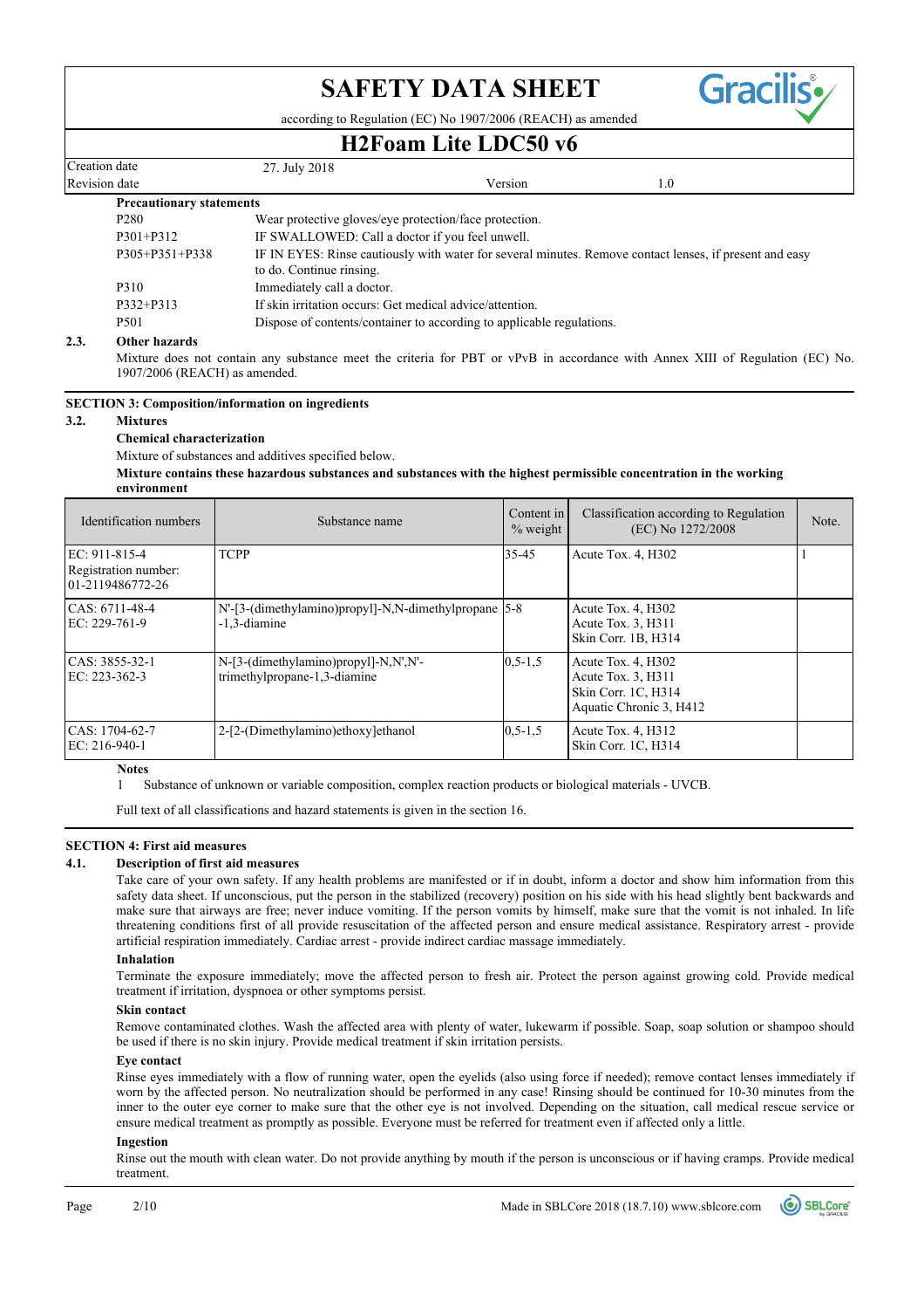**Precautionary statements**

| | |
|---|---|
| P280 | Wear protective gloves/eye protection/face protection. |
| P301+P312 | IF SWALLOWED: Call a doctor if you feel unwell. |
| P305+P351+P338 | IF IN EYES: Rinse cautiously with water for several minutes. Remove contact lenses, if present and easy to do. Continue rinsing. |
| P310 | Immediately call a doctor. |
| P332+P313 | If skin irritation occurs: Get medical advice/attention. |
| P501 | Dispose of contents/container to according to applicable regulations. |

### 2.3. Other hazards

Mixture does not contain any substance meet the criteria for PBT or vPvB in accordance with Annex XIII of Regulation (EC) No. 1907/2006 (REACH) as amended.

## SECTION 3: Composition/information on ingredients

### 3.2. Mixtures

**Chemical characterization**

Mixture of substances and additives specified below.

**Mixture contains these hazardous substances and substances with the highest permissible concentration in the working environment**

| Identification numbers | Substance name | Content in % weight | Classification according to Regulation (EC) No 1272/2008 | Note. |
|---|---|---|---|---|
| EC: 911-815-4<br>Registration number: 01-2119486772-26 | TCPP | 35-45 | Acute Tox. 4, H302 | 1 |
| CAS: 6711-48-4<br>EC: 229-761-9 | N'-[3-(dimethylamino)propyl]-N,N-dimethylpropane -1,3-diamine | 5-8 | Acute Tox. 4, H302<br>Acute Tox. 3, H311<br>Skin Corr. 1B, H314 | |
| CAS: 3855-32-1<br>EC: 223-362-3 | N-[3-(dimethylamino)propyl]-N,N',N'-trimethylpropane-1,3-diamine | 0,5-1,5 | Acute Tox. 4, H302<br>Acute Tox. 3, H311<br>Skin Corr. 1C, H314<br>Aquatic Chronic 3, H412 | |
| CAS: 1704-62-7<br>EC: 216-940-1 | 2-[2-(Dimethylamino)ethoxy]ethanol | 0,5-1,5 | Acute Tox. 4, H312<br>Skin Corr. 1C, H314 | |

**Notes**

1 Substance of unknown or variable composition, complex reaction products or biological materials - UVCB.

Full text of all classifications and hazard statements is given in the section 16.

## SECTION 4: First aid measures

### 4.1. Description of first aid measures

Take care of your own safety. If any health problems are manifested or if in doubt, inform a doctor and show him information from this safety data sheet. If unconscious, put the person in the stabilized (recovery) position on his side with his head slightly bent backwards and make sure that airways are free; never induce vomiting. If the person vomits by himself, make sure that the vomit is not inhaled. In life threatening conditions first of all provide resuscitation of the affected person and ensure medical assistance. Respiratory arrest - provide artificial respiration immediately. Cardiac arrest - provide indirect cardiac massage immediately.

**Inhalation**

Terminate the exposure immediately; move the affected person to fresh air. Protect the person against growing cold. Provide medical treatment if irritation, dyspnoea or other symptoms persist.

**Skin contact**

Remove contaminated clothes. Wash the affected area with plenty of water, lukewarm if possible. Soap, soap solution or shampoo should be used if there is no skin injury. Provide medical treatment if skin irritation persists.

**Eye contact**

Rinse eyes immediately with a flow of running water, open the eyelids (also using force if needed); remove contact lenses immediately if worn by the affected person. No neutralization should be performed in any case! Rinsing should be continued for 10-30 minutes from the inner to the outer eye corner to make sure that the other eye is not involved. Depending on the situation, call medical rescue service or ensure medical treatment as promptly as possible. Everyone must be referred for treatment even if affected only a little.

**Ingestion**

Rinse out the mouth with clean water. Do not provide anything by mouth if the person is unconscious or if having cramps. Provide medical treatment.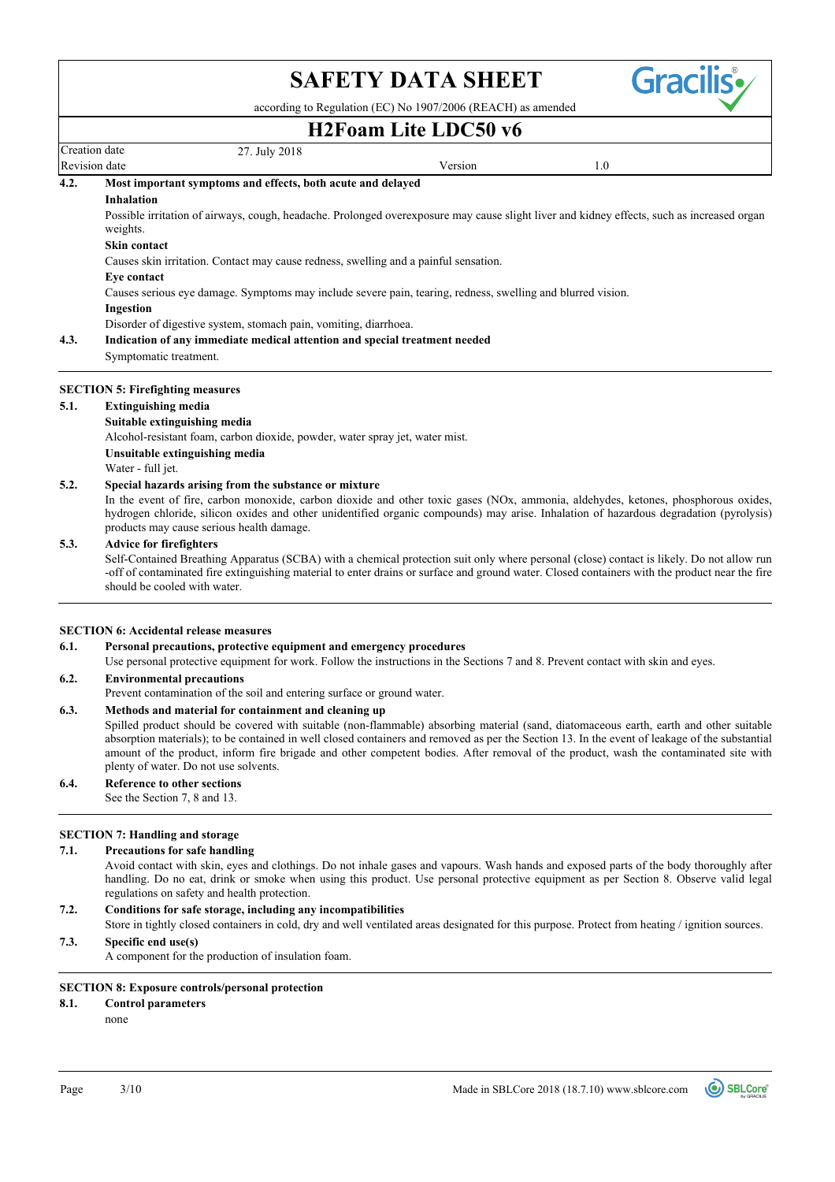### 4.2. Most important symptoms and effects, both acute and delayed

**Inhalation**

Possible irritation of airways, cough, headache. Prolonged overexposure may cause slight liver and kidney effects, such as increased organ weights.

**Skin contact**

Causes skin irritation. Contact may cause redness, swelling and a painful sensation.

**Eye contact**

Causes serious eye damage. Symptoms may include severe pain, tearing, redness, swelling and blurred vision.

**Ingestion**

Disorder of digestive system, stomach pain, vomiting, diarrhoea.

### 4.3. Indication of any immediate medical attention and special treatment needed

Symptomatic treatment.

## SECTION 5: Firefighting measures

### 5.1. Extinguishing media

**Suitable extinguishing media**

Alcohol-resistant foam, carbon dioxide, powder, water spray jet, water mist.

**Unsuitable extinguishing media**

Water - full jet.

### 5.2. Special hazards arising from the substance or mixture

In the event of fire, carbon monoxide, carbon dioxide and other toxic gases (NOx, ammonia, aldehydes, ketones, phosphorous oxides, hydrogen chloride, silicon oxides and other unidentified organic compounds) may arise. Inhalation of hazardous degradation (pyrolysis) products may cause serious health damage.

### 5.3. Advice for firefighters

Self-Contained Breathing Apparatus (SCBA) with a chemical protection suit only where personal (close) contact is likely. Do not allow run -off of contaminated fire extinguishing material to enter drains or surface and ground water. Closed containers with the product near the fire should be cooled with water.

## SECTION 6: Accidental release measures

### 6.1. Personal precautions, protective equipment and emergency procedures

Use personal protective equipment for work. Follow the instructions in the Sections 7 and 8. Prevent contact with skin and eyes.

### 6.2. Environmental precautions

Prevent contamination of the soil and entering surface or ground water.

### 6.3. Methods and material for containment and cleaning up

Spilled product should be covered with suitable (non-flammable) absorbing material (sand, diatomaceous earth, earth and other suitable absorption materials); to be contained in well closed containers and removed as per the Section 13. In the event of leakage of the substantial amount of the product, inform fire brigade and other competent bodies. After removal of the product, wash the contaminated site with plenty of water. Do not use solvents.

### 6.4. Reference to other sections

See the Section 7, 8 and 13.

## SECTION 7: Handling and storage

### 7.1. Precautions for safe handling

Avoid contact with skin, eyes and clothings. Do not inhale gases and vapours. Wash hands and exposed parts of the body thoroughly after handling. Do no eat, drink or smoke when using this product. Use personal protective equipment as per Section 8. Observe valid legal regulations on safety and health protection.

### 7.2. Conditions for safe storage, including any incompatibilities

Store in tightly closed containers in cold, dry and well ventilated areas designated for this purpose. Protect from heating / ignition sources.

### 7.3. Specific end use(s)

A component for the production of insulation foam.

## SECTION 8: Exposure controls/personal protection

### 8.1. Control parameters

none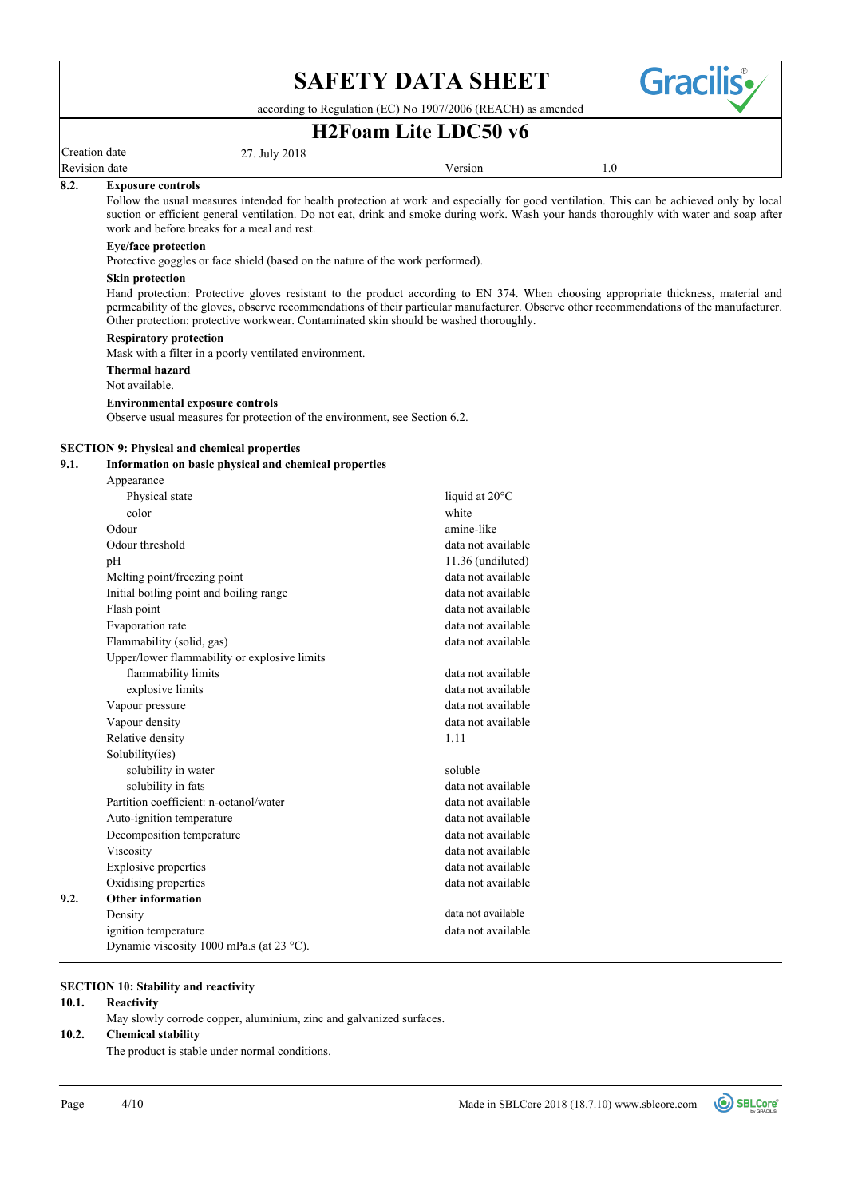**8.2. Exposure controls**

Follow the usual measures intended for health protection at work and especially for good ventilation. This can be achieved only by local suction or efficient general ventilation. Do not eat, drink and smoke during work. Wash your hands thoroughly with water and soap after work and before breaks for a meal and rest.

**Eye/face protection**

Protective goggles or face shield (based on the nature of the work performed).

**Skin protection**

Hand protection: Protective gloves resistant to the product according to EN 374. When choosing appropriate thickness, material and permeability of the gloves, observe recommendations of their particular manufacturer. Observe other recommendations of the manufacturer. Other protection: protective workwear. Contaminated skin should be washed thoroughly.

**Respiratory protection**

Mask with a filter in a poorly ventilated environment.

**Thermal hazard**

Not available.

**Environmental exposure controls**

Observe usual measures for protection of the environment, see Section 6.2.

## SECTION 9: Physical and chemical properties

**9.1. Information on basic physical and chemical properties**

| Property | Value |
|---|---|
| Appearance | |
| Physical state | liquid at 20°C |
| color | white |
| Odour | amine-like |
| Odour threshold | data not available |
| pH | 11.36 (undiluted) |
| Melting point/freezing point | data not available |
| Initial boiling point and boiling range | data not available |
| Flash point | data not available |
| Evaporation rate | data not available |
| Flammability (solid, gas) | data not available |
| Upper/lower flammability or explosive limits | |
| flammability limits | data not available |
| explosive limits | data not available |
| Vapour pressure | data not available |
| Vapour density | data not available |
| Relative density | 1.11 |
| Solubility(ies) | |
| solubility in water | soluble |
| solubility in fats | data not available |
| Partition coefficient: n-octanol/water | data not available |
| Auto-ignition temperature | data not available |
| Decomposition temperature | data not available |
| Viscosity | data not available |
| Explosive properties | data not available |
| Oxidising properties | data not available |

**9.2. Other information**

| Property | Value |
|---|---|
| Density | data not available |
| ignition temperature | data not available |

Dynamic viscosity 1000 mPa.s (at 23 °C).

## SECTION 10: Stability and reactivity

**10.1. Reactivity**

May slowly corrode copper, aluminium, zinc and galvanized surfaces.

**10.2. Chemical stability**

The product is stable under normal conditions.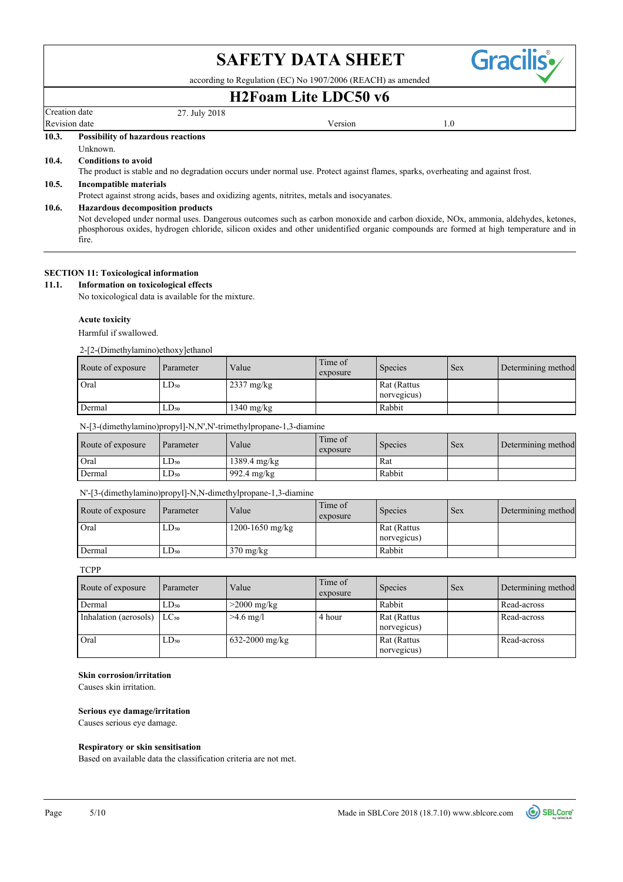**10.3. Possibility of hazardous reactions**

Unknown.

**10.4. Conditions to avoid**

The product is stable and no degradation occurs under normal use. Protect against flames, sparks, overheating and against frost.

**10.5. Incompatible materials**

Protect against strong acids, bases and oxidizing agents, nitrites, metals and isocyanates.

**10.6. Hazardous decomposition products**

Not developed under normal uses. Dangerous outcomes such as carbon monoxide and carbon dioxide, NOx, ammonia, aldehydes, ketones, phosphorous oxides, hydrogen chloride, silicon oxides and other unidentified organic compounds are formed at high temperature and in fire.

## SECTION 11: Toxicological information

**11.1. Information on toxicological effects**

No toxicological data is available for the mixture.

**Acute toxicity**

Harmful if swallowed.

2-[2-(Dimethylamino)ethoxy]ethanol

| Route of exposure | Parameter | Value | Time of exposure | Species | Sex | Determining method |
|---|---|---|---|---|---|---|
| Oral | $LD_{50}$ | 2337 mg/kg | | Rat (Rattus norvegicus) | | |
| Dermal | $LD_{50}$ | 1340 mg/kg | | Rabbit | | |

N-[3-(dimethylamino)propyl]-N,N',N'-trimethylpropane-1,3-diamine

| Route of exposure | Parameter | Value | Time of exposure | Species | Sex | Determining method |
|---|---|---|---|---|---|---|
| Oral | $LD_{50}$ | 1389.4 mg/kg | | Rat | | |
| Dermal | $LD_{50}$ | 992.4 mg/kg | | Rabbit | | |

N'-[3-(dimethylamino)propyl]-N,N-dimethylpropane-1,3-diamine

| Route of exposure | Parameter | Value | Time of exposure | Species | Sex | Determining method |
|---|---|---|---|---|---|---|
| Oral | $LD_{50}$ | 1200-1650 mg/kg | | Rat (Rattus norvegicus) | | |
| Dermal | $LD_{50}$ | 370 mg/kg | | Rabbit | | |

TCPP

| Route of exposure | Parameter | Value | Time of exposure | Species | Sex | Determining method |
|---|---|---|---|---|---|---|
| Dermal | $LD_{50}$ | >2000 mg/kg | | Rabbit | | Read-across |
| Inhalation (aerosols) | $LC_{50}$ | >4.6 mg/l | 4 hour | Rat (Rattus norvegicus) | | Read-across |
| Oral | $LD_{50}$ | 632-2000 mg/kg | | Rat (Rattus norvegicus) | | Read-across |

**Skin corrosion/irritation**

Causes skin irritation.

**Serious eye damage/irritation**

Causes serious eye damage.

**Respiratory or skin sensitisation**

Based on available data the classification criteria are not met.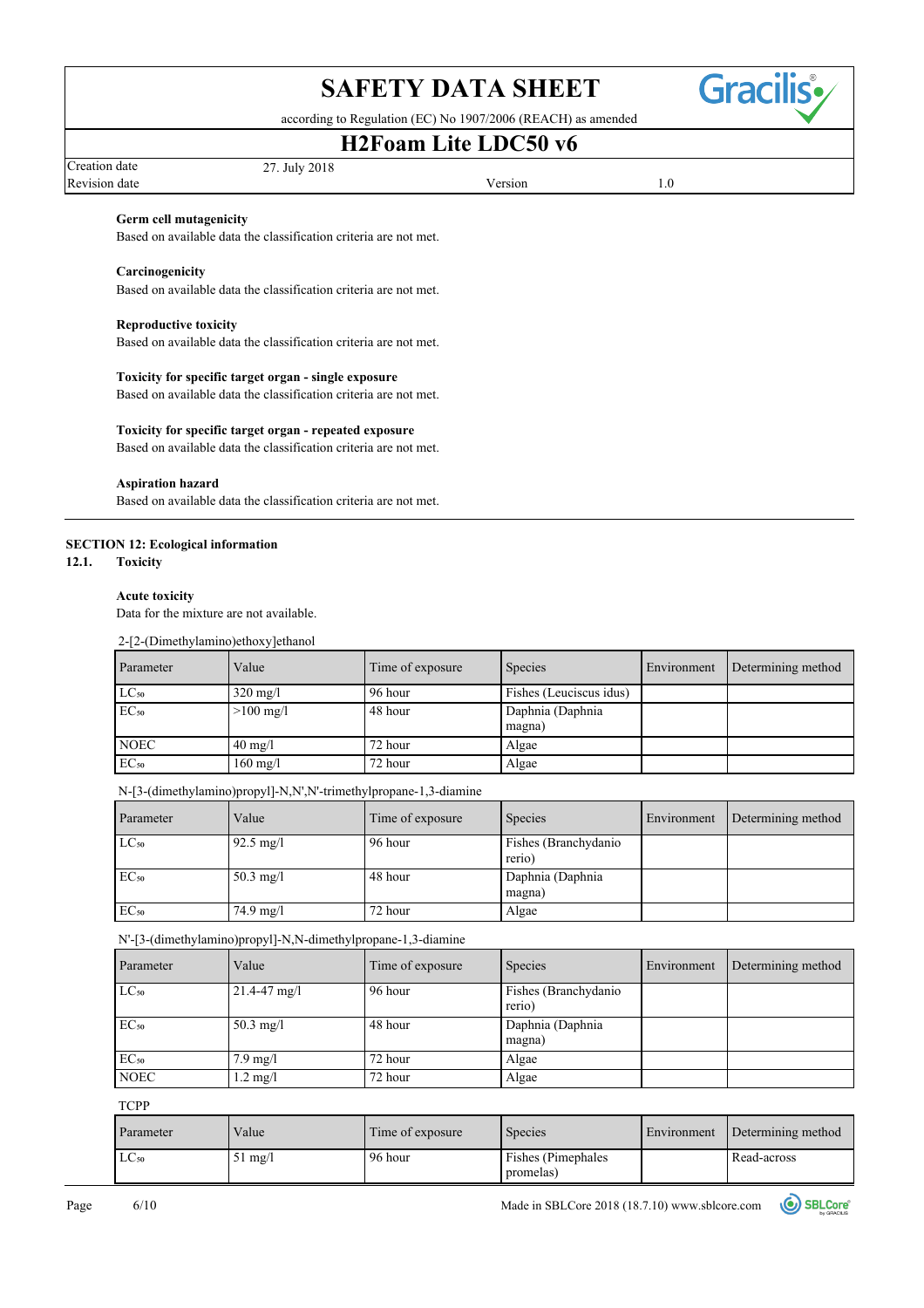**Germ cell mutagenicity**

Based on available data the classification criteria are not met.

**Carcinogenicity**

Based on available data the classification criteria are not met.

**Reproductive toxicity**

Based on available data the classification criteria are not met.

**Toxicity for specific target organ - single exposure**

Based on available data the classification criteria are not met.

**Toxicity for specific target organ - repeated exposure**

Based on available data the classification criteria are not met.

**Aspiration hazard**

Based on available data the classification criteria are not met.

## SECTION 12: Ecological information

### 12.1. Toxicity

**Acute toxicity**

Data for the mixture are not available.

2-[2-(Dimethylamino)ethoxy]ethanol

| Parameter | Value | Time of exposure | Species | Environment | Determining method |
|---|---|---|---|---|---|
| $LC_{50}$ | 320 mg/l | 96 hour | Fishes (Leuciscus idus) | | |
| $EC_{50}$ | >100 mg/l | 48 hour | Daphnia (Daphnia magna) | | |
| NOEC | 40 mg/l | 72 hour | Algae | | |
| $EC_{50}$ | 160 mg/l | 72 hour | Algae | | |

N-[3-(dimethylamino)propyl]-N,N',N'-trimethylpropane-1,3-diamine

| Parameter | Value | Time of exposure | Species | Environment | Determining method |
|---|---|---|---|---|---|
| $LC_{50}$ | 92.5 mg/l | 96 hour | Fishes (Branchydanio rerio) | | |
| $EC_{50}$ | 50.3 mg/l | 48 hour | Daphnia (Daphnia magna) | | |
| $EC_{50}$ | 74.9 mg/l | 72 hour | Algae | | |

N'-[3-(dimethylamino)propyl]-N,N-dimethylpropane-1,3-diamine

| Parameter | Value | Time of exposure | Species | Environment | Determining method |
|---|---|---|---|---|---|
| $LC_{50}$ | 21.4-47 mg/l | 96 hour | Fishes (Branchydanio rerio) | | |
| $EC_{50}$ | 50.3 mg/l | 48 hour | Daphnia (Daphnia magna) | | |
| $EC_{50}$ | 7.9 mg/l | 72 hour | Algae | | |
| NOEC | 1.2 mg/l | 72 hour | Algae | | |

TCPP

| Parameter | Value | Time of exposure | Species | Environment | Determining method |
|---|---|---|---|---|---|
| $LC_{50}$ | 51 mg/l | 96 hour | Fishes (Pimephales promelas) | | Read-across |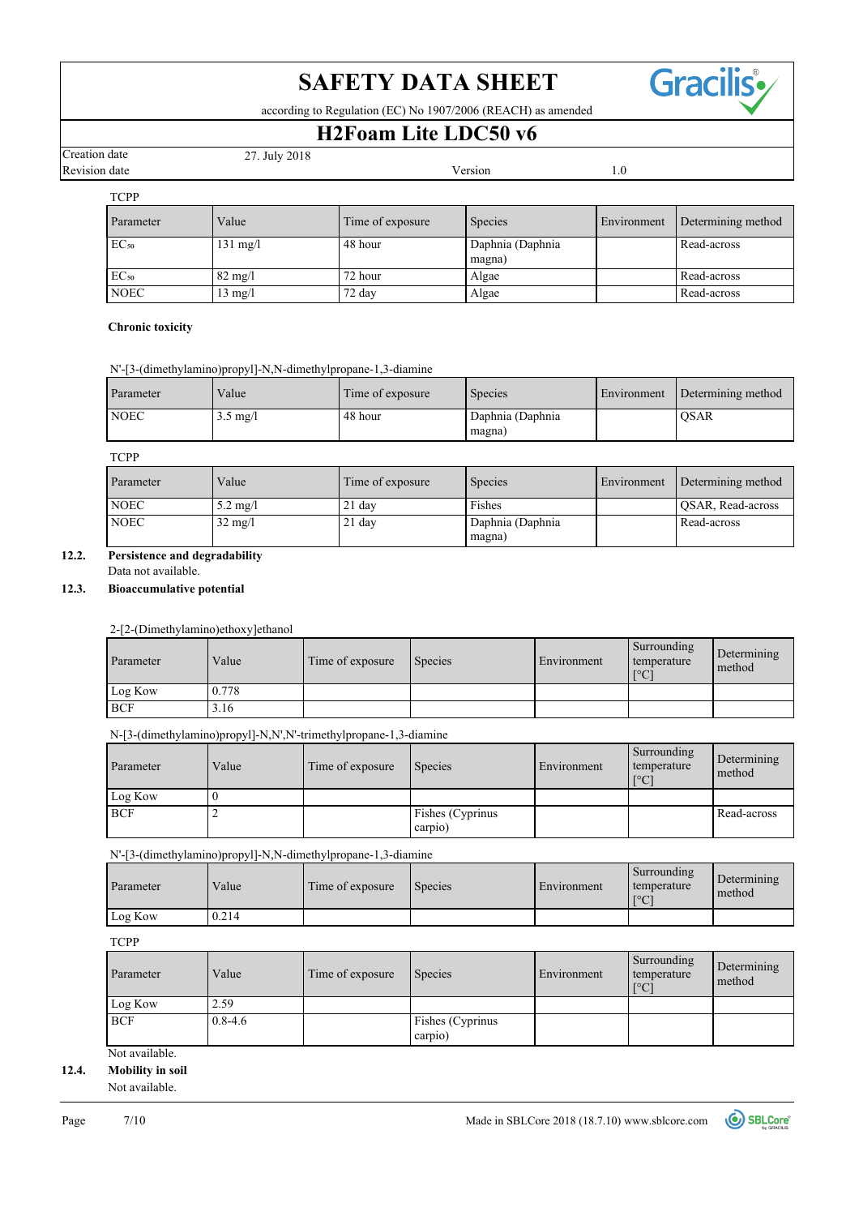TCPP

| Parameter | Value | Time of exposure | Species | Environment | Determining method |
|---|---|---|---|---|---|
| $EC_{50}$ | 131 mg/l | 48 hour | Daphnia (Daphnia magna) | | Read-across |
| $EC_{50}$ | 82 mg/l | 72 hour | Algae | | Read-across |
| NOEC | 13 mg/l | 72 day | Algae | | Read-across |

**Chronic toxicity**

N'-[3-(dimethylamino)propyl]-N,N-dimethylpropane-1,3-diamine

| Parameter | Value | Time of exposure | Species | Environment | Determining method |
|---|---|---|---|---|---|
| NOEC | 3.5 mg/l | 48 hour | Daphnia (Daphnia magna) | | QSAR |

TCPP

| Parameter | Value | Time of exposure | Species | Environment | Determining method |
|---|---|---|---|---|---|
| NOEC | 5.2 mg/l | 21 day | Fishes | | QSAR, Read-across |
| NOEC | 32 mg/l | 21 day | Daphnia (Daphnia magna) | | Read-across |

### 12.2. Persistence and degradability

Data not available.

### 12.3. Bioaccumulative potential

2-[2-(Dimethylamino)ethoxy]ethanol

| Parameter | Value | Time of exposure | Species | Environment | Surrounding temperature [°C] | Determining method |
|---|---|---|---|---|---|---|
| Log Kow | 0.778 | | | | | |
| BCF | 3.16 | | | | | |

N-[3-(dimethylamino)propyl]-N,N',N'-trimethylpropane-1,3-diamine

| Parameter | Value | Time of exposure | Species | Environment | Surrounding temperature [°C] | Determining method |
|---|---|---|---|---|---|---|
| Log Kow | 0 | | | | | |
| BCF | 2 | | Fishes (Cyprinus carpio) | | | Read-across |

N'-[3-(dimethylamino)propyl]-N,N-dimethylpropane-1,3-diamine

| Parameter | Value | Time of exposure | Species | Environment | Surrounding temperature [°C] | Determining method |
|---|---|---|---|---|---|---|
| Log Kow | 0.214 | | | | | |

TCPP

| Parameter | Value | Time of exposure | Species | Environment | Surrounding temperature [°C] | Determining method |
|---|---|---|---|---|---|---|
| Log Kow | 2.59 | | | | | |
| BCF | 0.8-4.6 | | Fishes (Cyprinus carpio) | | | |

Not available.

### 12.4. Mobility in soil

Not available.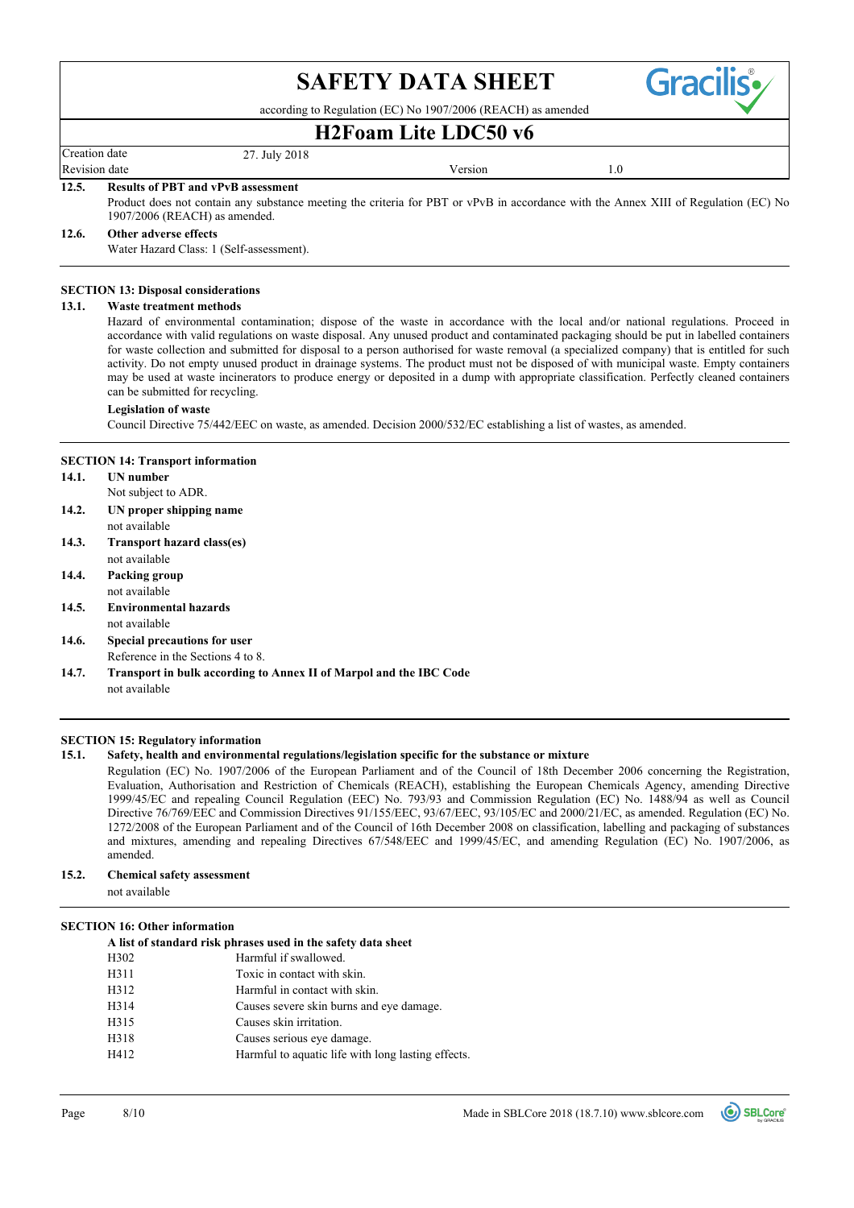**12.5. Results of PBT and vPvB assessment**

Product does not contain any substance meeting the criteria for PBT or vPvB in accordance with the Annex XIII of Regulation (EC) No 1907/2006 (REACH) as amended.

**12.6. Other adverse effects**

Water Hazard Class: 1 (Self-assessment).

## SECTION 13: Disposal considerations

**13.1. Waste treatment methods**

Hazard of environmental contamination; dispose of the waste in accordance with the local and/or national regulations. Proceed in accordance with valid regulations on waste disposal. Any unused product and contaminated packaging should be put in labelled containers for waste collection and submitted for disposal to a person authorised for waste removal (a specialized company) that is entitled for such activity. Do not empty unused product in drainage systems. The product must not be disposed of with municipal waste. Empty containers may be used at waste incinerators to produce energy or deposited in a dump with appropriate classification. Perfectly cleaned containers can be submitted for recycling.

**Legislation of waste**

Council Directive 75/442/EEC on waste, as amended. Decision 2000/532/EC establishing a list of wastes, as amended.

## SECTION 14: Transport information

**14.1. UN number**

Not subject to ADR.

**14.2. UN proper shipping name**

not available

**14.3. Transport hazard class(es)**

not available

**14.4. Packing group**

not available

**14.5. Environmental hazards**

not available

**14.6. Special precautions for user**

Reference in the Sections 4 to 8.

**14.7. Transport in bulk according to Annex II of Marpol and the IBC Code**

not available

## SECTION 15: Regulatory information

**15.1. Safety, health and environmental regulations/legislation specific for the substance or mixture**

Regulation (EC) No. 1907/2006 of the European Parliament and of the Council of 18th December 2006 concerning the Registration, Evaluation, Authorisation and Restriction of Chemicals (REACH), establishing the European Chemicals Agency, amending Directive 1999/45/EC and repealing Council Regulation (EEC) No. 793/93 and Commission Regulation (EC) No. 1488/94 as well as Council Directive 76/769/EEC and Commission Directives 91/155/EEC, 93/67/EEC, 93/105/EC and 2000/21/EC, as amended. Regulation (EC) No. 1272/2008 of the European Parliament and of the Council of 16th December 2008 on classification, labelling and packaging of substances and mixtures, amending and repealing Directives 67/548/EEC and 1999/45/EC, and amending Regulation (EC) No. 1907/2006, as amended.

**15.2. Chemical safety assessment**

not available

## SECTION 16: Other information

**A list of standard risk phrases used in the safety data sheet**

| | |
|---|---|
| H302 | Harmful if swallowed. |
| H311 | Toxic in contact with skin. |
| H312 | Harmful in contact with skin. |
| H314 | Causes severe skin burns and eye damage. |
| H315 | Causes skin irritation. |
| H318 | Causes serious eye damage. |
| H412 | Harmful to aquatic life with long lasting effects. |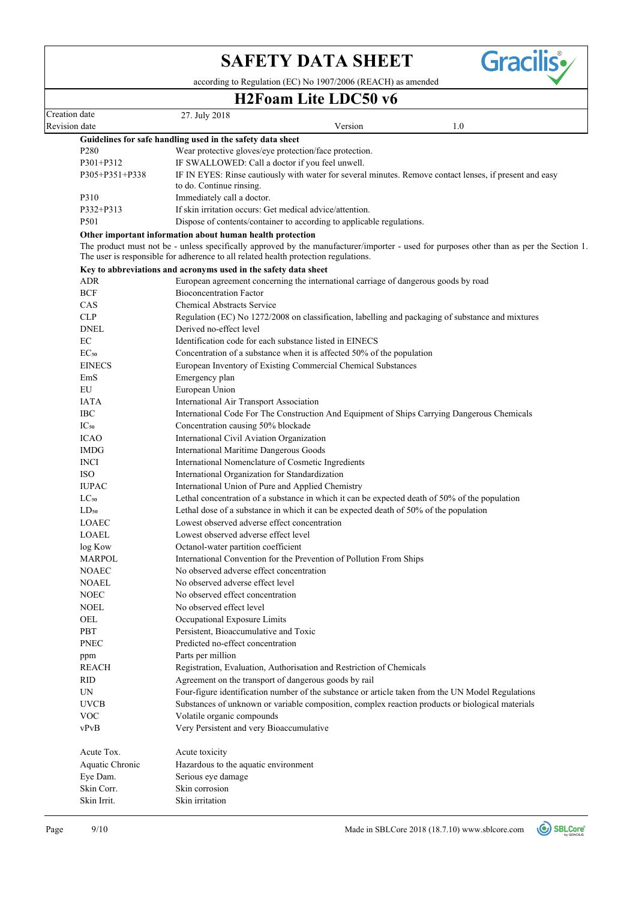# SAFETY DATA SHEET

according to Regulation (EC) No 1907/2006 (REACH) as amended

## H2Foam Lite LDC50 v6

| | | | |
|---|---|---|---|
| Creation date | 27. July 2018 | | |
| Revision date | | Version | 1.0 |

**Guidelines for safe handling used in the safety data sheet**

| | |
|---|---|
| P280 | Wear protective gloves/eye protection/face protection. |
| P301+P312 | IF SWALLOWED: Call a doctor if you feel unwell. |
| P305+P351+P338 | IF IN EYES: Rinse cautiously with water for several minutes. Remove contact lenses, if present and easy to do. Continue rinsing. |
| P310 | Immediately call a doctor. |
| P332+P313 | If skin irritation occurs: Get medical advice/attention. |
| P501 | Dispose of contents/container to according to applicable regulations. |

**Other important information about human health protection**

The product must not be - unless specifically approved by the manufacturer/importer - used for purposes other than as per the Section 1. The user is responsible for adherence to all related health protection regulations.

**Key to abbreviations and acronyms used in the safety data sheet**

| | |
|---|---|
| ADR | European agreement concerning the international carriage of dangerous goods by road |
| BCF | Bioconcentration Factor |
| CAS | Chemical Abstracts Service |
| CLP | Regulation (EC) No 1272/2008 on classification, labelling and packaging of substance and mixtures |
| DNEL | Derived no-effect level |
| EC | Identification code for each substance listed in EINECS |
| $EC_{50}$ | Concentration of a substance when it is affected 50% of the population |
| EINECS | European Inventory of Existing Commercial Chemical Substances |
| EmS | Emergency plan |
| EU | European Union |
| IATA | International Air Transport Association |
| IBC | International Code For The Construction And Equipment of Ships Carrying Dangerous Chemicals |
| $IC_{50}$ | Concentration causing 50% blockade |
| ICAO | International Civil Aviation Organization |
| IMDG | International Maritime Dangerous Goods |
| INCI | International Nomenclature of Cosmetic Ingredients |
| ISO | International Organization for Standardization |
| IUPAC | International Union of Pure and Applied Chemistry |
| $LC_{50}$ | Lethal concentration of a substance in which it can be expected death of 50% of the population |
| $LD_{50}$ | Lethal dose of a substance in which it can be expected death of 50% of the population |
| LOAEC | Lowest observed adverse effect concentration |
| LOAEL | Lowest observed adverse effect level |
| log Kow | Octanol-water partition coefficient |
| MARPOL | International Convention for the Prevention of Pollution From Ships |
| NOAEC | No observed adverse effect concentration |
| NOAEL | No observed adverse effect level |
| NOEC | No observed effect concentration |
| NOEL | No observed effect level |
| OEL | Occupational Exposure Limits |
| PBT | Persistent, Bioaccumulative and Toxic |
| PNEC | Predicted no-effect concentration |
| ppm | Parts per million |
| REACH | Registration, Evaluation, Authorisation and Restriction of Chemicals |
| RID | Agreement on the transport of dangerous goods by rail |
| UN | Four-figure identification number of the substance or article taken from the UN Model Regulations |
| UVCB | Substances of unknown or variable composition, complex reaction products or biological materials |
| VOC | Volatile organic compounds |
| vPvB | Very Persistent and very Bioaccumulative |

| | |
|---|---|
| Acute Tox. | Acute toxicity |
| Aquatic Chronic | Hazardous to the aquatic environment |
| Eye Dam. | Serious eye damage |
| Skin Corr. | Skin corrosion |
| Skin Irrit. | Skin irritation |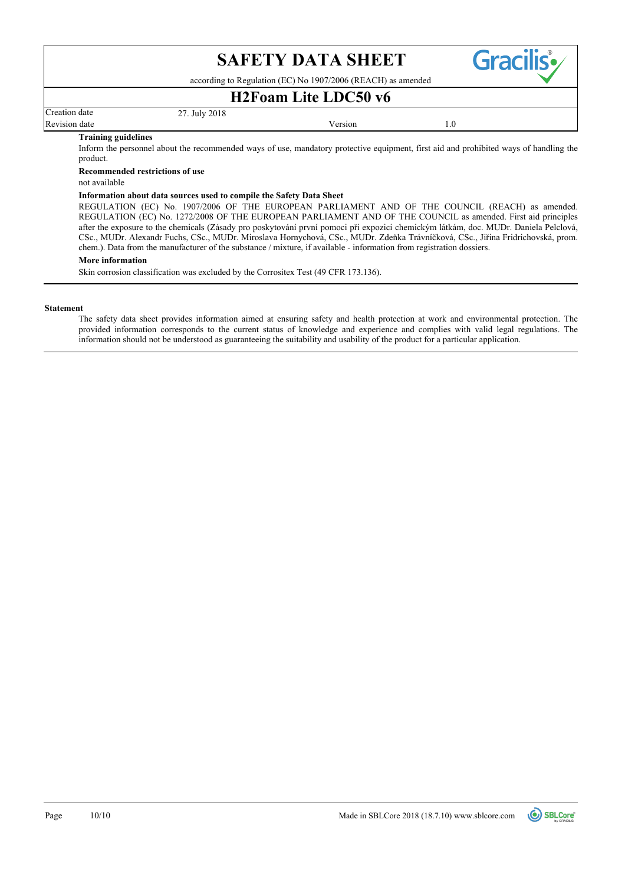**Training guidelines**

Inform the personnel about the recommended ways of use, mandatory protective equipment, first aid and prohibited ways of handling the product.

**Recommended restrictions of use**

not available

**Information about data sources used to compile the Safety Data Sheet**

REGULATION (EC) No. 1907/2006 OF THE EUROPEAN PARLIAMENT AND OF THE COUNCIL (REACH) as amended. REGULATION (EC) No. 1272/2008 OF THE EUROPEAN PARLIAMENT AND OF THE COUNCIL as amended. First aid principles after the exposure to the chemicals (Zásady pro poskytování první pomoci při expozici chemickým látkám, doc. MUDr. Daniela Pelclová, CSc., MUDr. Alexandr Fuchs, CSc., MUDr. Miroslava Hornychová, CSc., MUDr. Zdeňka Trávníčková, CSc., Jiřina Fridrichovská, prom. chem.). Data from the manufacturer of the substance / mixture, if available - information from registration dossiers.

**More information**

Skin corrosion classification was excluded by the Corrositex Test (49 CFR 173.136).

**Statement**

The safety data sheet provides information aimed at ensuring safety and health protection at work and environmental protection. The provided information corresponds to the current status of knowledge and experience and complies with valid legal regulations. The information should not be understood as guaranteeing the suitability and usability of the product for a particular application.